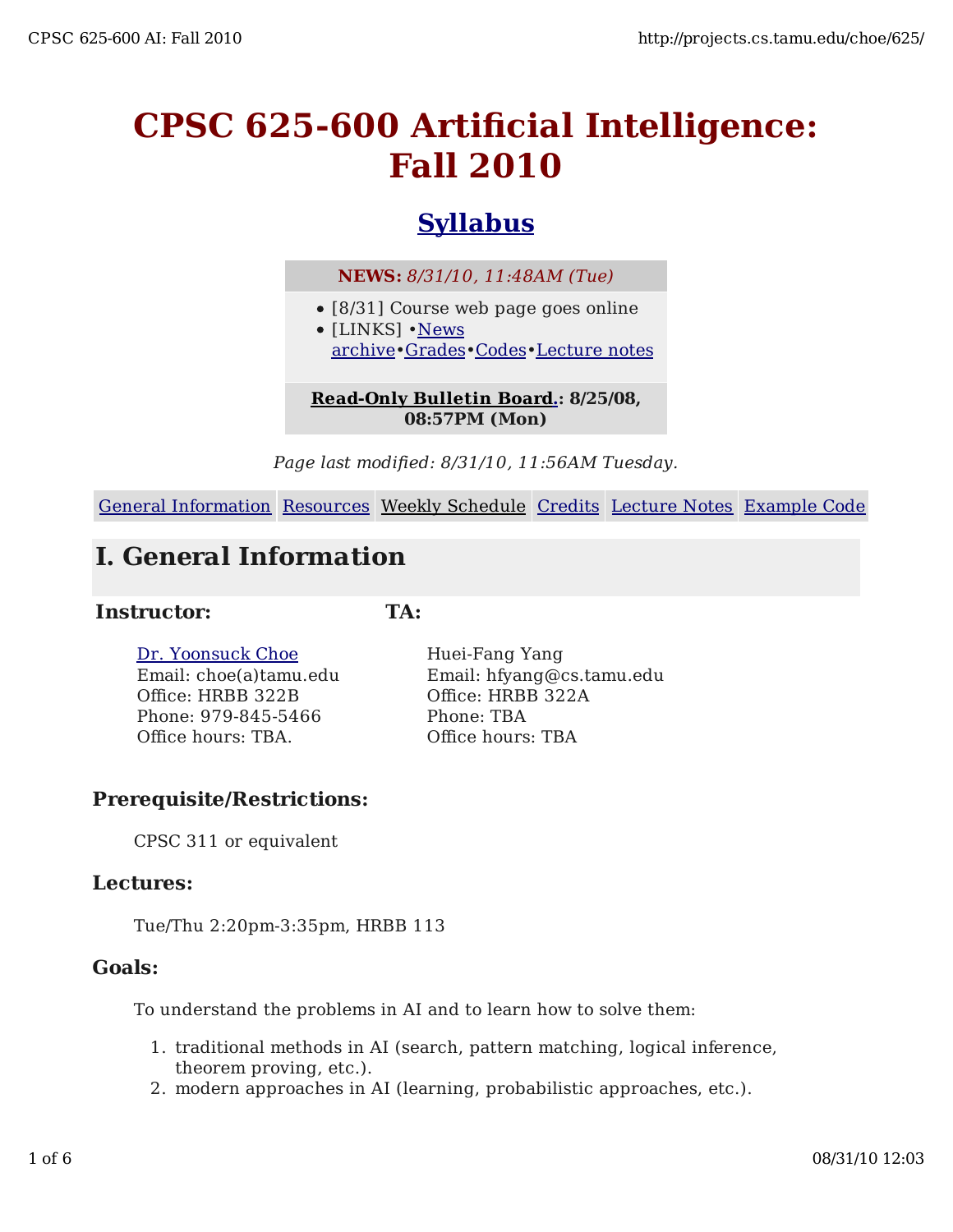# CPSC 625-600 Artificial Intelligence: Fall 2010

## Syllabus

**NEWS:** *8/31/10, 11:48AM (Tue)*

- [8/31] Course web page goes online
- [LINKS] •News archive•Grades•Codes•Lecture notes

**Read-Only Bulletin Board.: 8/25/08, 08:57PM (Mon)**

*Page last modified: 8/31/10, 11:56AM Tuesday.*

| General Information | Resources | Weekly Schedule | Credits | Lecture Notes | Example Code |
| --- | --- | --- | --- | --- | --- |

## I. General Information

### Instructor:

Dr. Yoonsuck Choe
Email: choe(a)tamu.edu
Office: HRBB 322B
Phone: 979-845-5466
Office hours: TBA.

### TA:

Huei-Fang Yang
Email: hfyang@cs.tamu.edu
Office: HRBB 322A
Phone: TBA
Office hours: TBA

### Prerequisite/Restrictions:

CPSC 311 or equivalent

### Lectures:

Tue/Thu 2:20pm-3:35pm, HRBB 113

### Goals:

To understand the problems in AI and to learn how to solve them:

1. traditional methods in AI (search, pattern matching, logical inference, theorem proving, etc.).
2. modern approaches in AI (learning, probabilistic approaches, etc.).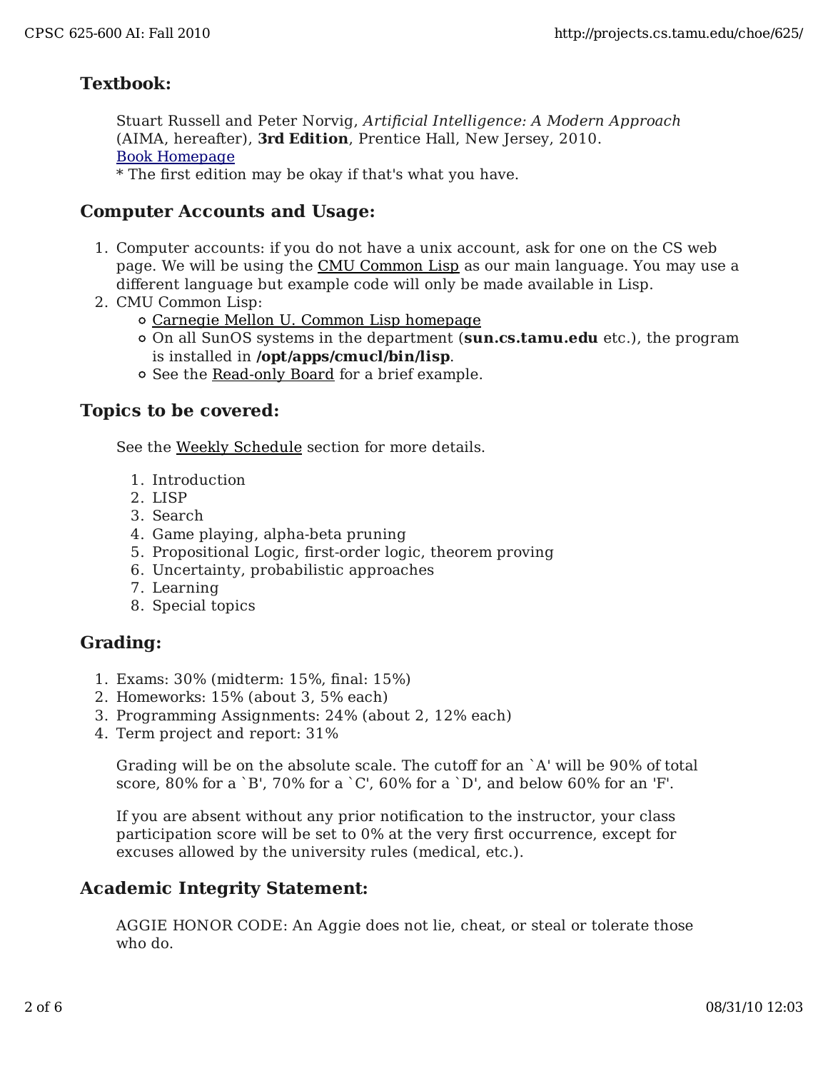### Textbook:

Stuart Russell and Peter Norvig, *Artificial Intelligence: A Modern Approach* (AIMA, hereafter), **3rd Edition**, Prentice Hall, New Jersey, 2010.
Book Homepage
* The first edition may be okay if that's what you have.

### Computer Accounts and Usage:

1. Computer accounts: if you do not have a unix account, ask for one on the CS web page. We will be using the CMU Common Lisp as our main language. You may use a different language but example code will only be made available in Lisp.
2. CMU Common Lisp:
   - Carnegie Mellon U. Common Lisp homepage
   - On all SunOS systems in the department (**sun.cs.tamu.edu** etc.), the program is installed in **/opt/apps/cmucl/bin/lisp**.
   - See the Read-only Board for a brief example.

### Topics to be covered:

See the Weekly Schedule section for more details.

1. Introduction
2. LISP
3. Search
4. Game playing, alpha-beta pruning
5. Propositional Logic, first-order logic, theorem proving
6. Uncertainty, probabilistic approaches
7. Learning
8. Special topics

### Grading:

1. Exams: 30% (midterm: 15%, final: 15%)
2. Homeworks: 15% (about 3, 5% each)
3. Programming Assignments: 24% (about 2, 12% each)
4. Term project and report: 31%

   Grading will be on the absolute scale. The cutoff for an `A' will be 90% of total score, 80% for a `B', 70% for a `C', 60% for a `D', and below 60% for an 'F'.

   If you are absent without any prior notification to the instructor, your class participation score will be set to 0% at the very first occurrence, except for excuses allowed by the university rules (medical, etc.).

### Academic Integrity Statement:

AGGIE HONOR CODE: An Aggie does not lie, cheat, or steal or tolerate those who do.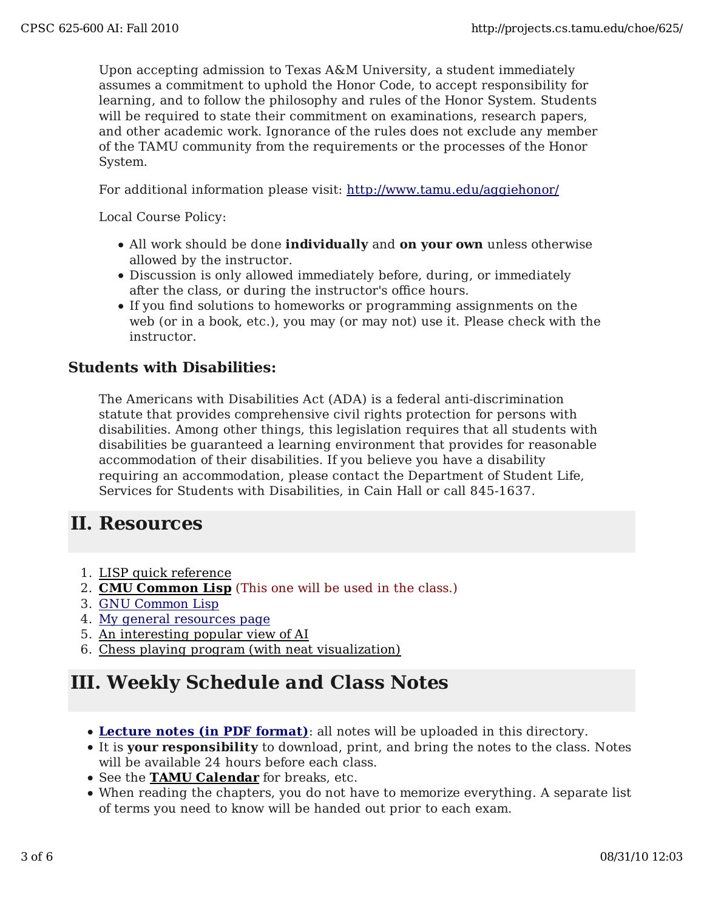Upon accepting admission to Texas A&M University, a student immediately assumes a commitment to uphold the Honor Code, to accept responsibility for learning, and to follow the philosophy and rules of the Honor System. Students will be required to state their commitment on examinations, research papers, and other academic work. Ignorance of the rules does not exclude any member of the TAMU community from the requirements or the processes of the Honor System.

For additional information please visit: http://www.tamu.edu/aggiehonor/

Local Course Policy:

- All work should be done **individually** and **on your own** unless otherwise allowed by the instructor.
- Discussion is only allowed immediately before, during, or immediately after the class, or during the instructor's office hours.
- If you find solutions to homeworks or programming assignments on the web (or in a book, etc.), you may (or may not) use it. Please check with the instructor.

### Students with Disabilities:

The Americans with Disabilities Act (ADA) is a federal anti-discrimination statute that provides comprehensive civil rights protection for persons with disabilities. Among other things, this legislation requires that all students with disabilities be guaranteed a learning environment that provides for reasonable accommodation of their disabilities. If you believe you have a disability requiring an accommodation, please contact the Department of Student Life, Services for Students with Disabilities, in Cain Hall or call 845-1637.

## II. Resources

1. LISP quick reference
2. **CMU Common Lisp** (This one will be used in the class.)
3. GNU Common Lisp
4. My general resources page
5. An interesting popular view of AI
6. Chess playing program (with neat visualization)

## III. Weekly Schedule and Class Notes

- **Lecture notes (in PDF format)**: all notes will be uploaded in this directory.
- It is **your responsibility** to download, print, and bring the notes to the class. Notes will be available 24 hours before each class.
- See the **TAMU Calendar** for breaks, etc.
- When reading the chapters, you do not have to memorize everything. A separate list of terms you need to know will be handed out prior to each exam.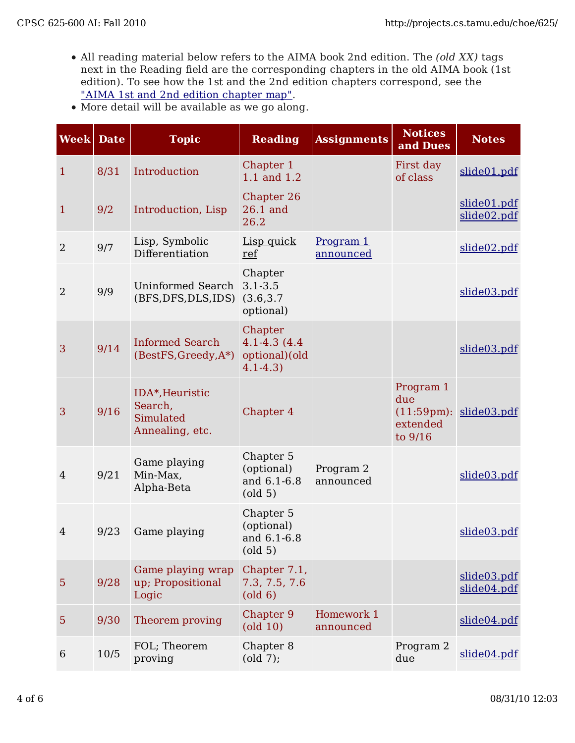- All reading material below refers to the AIMA book 2nd edition. The *(old XX)* tags next in the Reading field are the corresponding chapters in the old AIMA book (1st edition). To see how the 1st and the 2nd edition chapters correspond, see the "AIMA 1st and 2nd edition chapter map".
- More detail will be available as we go along.

| Week | Date | Topic | Reading | Assignments | Notices and Dues | Notes |
|---|---|---|---|---|---|---|
| 1 | 8/31 | Introduction | Chapter 1 1.1 and 1.2 | | First day of class | slide01.pdf |
| 1 | 9/2 | Introduction, Lisp | Chapter 26 26.1 and 26.2 | | | slide01.pdf slide02.pdf |
| 2 | 9/7 | Lisp, Symbolic Differentiation | Lisp quick ref | Program 1 announced | | slide02.pdf |
| 2 | 9/9 | Uninformed Search (BFS,DFS,DLS,IDS) | Chapter 3.1-3.5 (3.6,3.7 optional) | | | slide03.pdf |
| 3 | 9/14 | Informed Search (BestFS,Greedy,A*) | Chapter 4.1-4.3 (4.4 optional)(old 4.1-4.3) | | | slide03.pdf |
| 3 | 9/16 | IDA*,Heuristic Search, Simulated Annealing, etc. | Chapter 4 | | Program 1 due (11:59pm): extended to 9/16 | slide03.pdf |
| 4 | 9/21 | Game playing Min-Max, Alpha-Beta | Chapter 5 (optional) and 6.1-6.8 (old 5) | Program 2 announced | | slide03.pdf |
| 4 | 9/23 | Game playing | Chapter 5 (optional) and 6.1-6.8 (old 5) | | | slide03.pdf |
| 5 | 9/28 | Game playing wrap up; Propositional Logic | Chapter 7.1, 7.3, 7.5, 7.6 (old 6) | | | slide03.pdf slide04.pdf |
| 5 | 9/30 | Theorem proving | Chapter 9 (old 10) | Homework 1 announced | | slide04.pdf |
| 6 | 10/5 | FOL; Theorem proving | Chapter 8 (old 7); | | Program 2 due | slide04.pdf |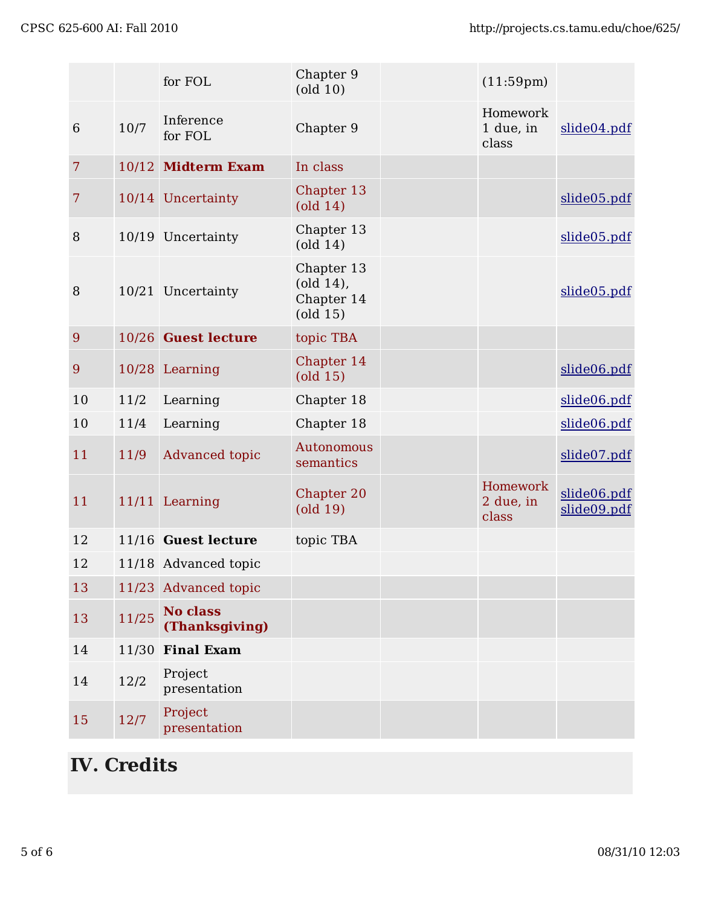| | | | | | | |
|---|---|---|---|---|---|---|
| | | for FOL | Chapter 9 (old 10) | | (11:59pm) | |
| 6 | 10/7 | Inference for FOL | Chapter 9 | | Homework 1 due, in class | slide04.pdf |
| 7 | 10/12 | **Midterm Exam** | In class | | | |
| 7 | 10/14 | Uncertainty | Chapter 13 (old 14) | | | slide05.pdf |
| 8 | 10/19 | Uncertainty | Chapter 13 (old 14) | | | slide05.pdf |
| 8 | 10/21 | Uncertainty | Chapter 13 (old 14), Chapter 14 (old 15) | | | slide05.pdf |
| 9 | 10/26 | **Guest lecture** | topic TBA | | | |
| 9 | 10/28 | Learning | Chapter 14 (old 15) | | | slide06.pdf |
| 10 | 11/2 | Learning | Chapter 18 | | | slide06.pdf |
| 10 | 11/4 | Learning | Chapter 18 | | | slide06.pdf |
| 11 | 11/9 | Advanced topic | Autonomous semantics | | | slide07.pdf |
| 11 | 11/11 | Learning | Chapter 20 (old 19) | | Homework 2 due, in class | slide06.pdf slide09.pdf |
| 12 | 11/16 | **Guest lecture** | topic TBA | | | |
| 12 | 11/18 | Advanced topic | | | | |
| 13 | 11/23 | Advanced topic | | | | |
| 13 | 11/25 | **No class (Thanksgiving)** | | | | |
| 14 | 11/30 | **Final Exam** | | | | |
| 14 | 12/2 | Project presentation | | | | |
| 15 | 12/7 | Project presentation | | | | |

## IV. Credits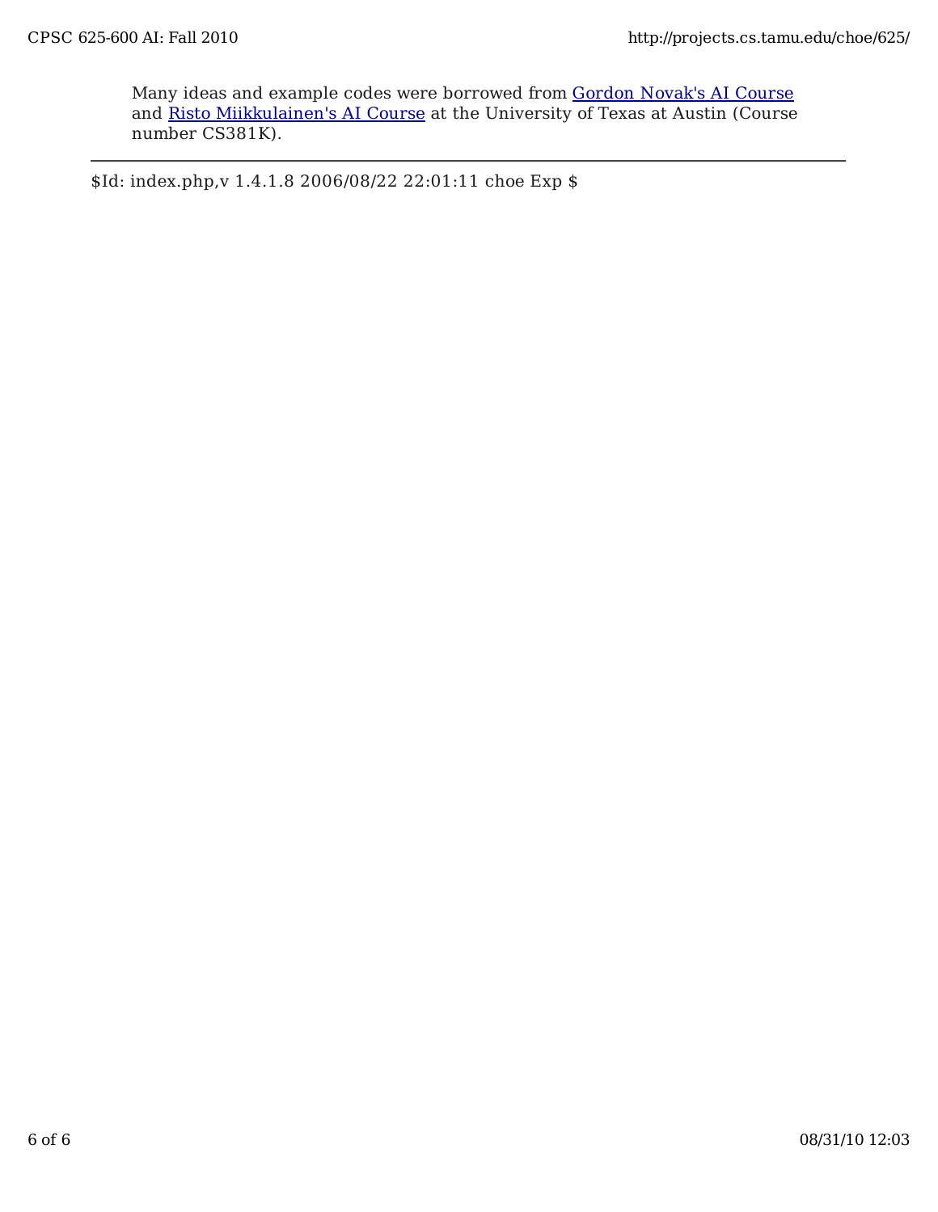Many ideas and example codes were borrowed from [Gordon Novak's AI Course](#) and [Risto Miikkulainen's AI Course](#) at the University of Texas at Austin (Course number CS381K).

---

$Id: index.php,v 1.4.1.8 2006/08/22 22:01:11 choe Exp $